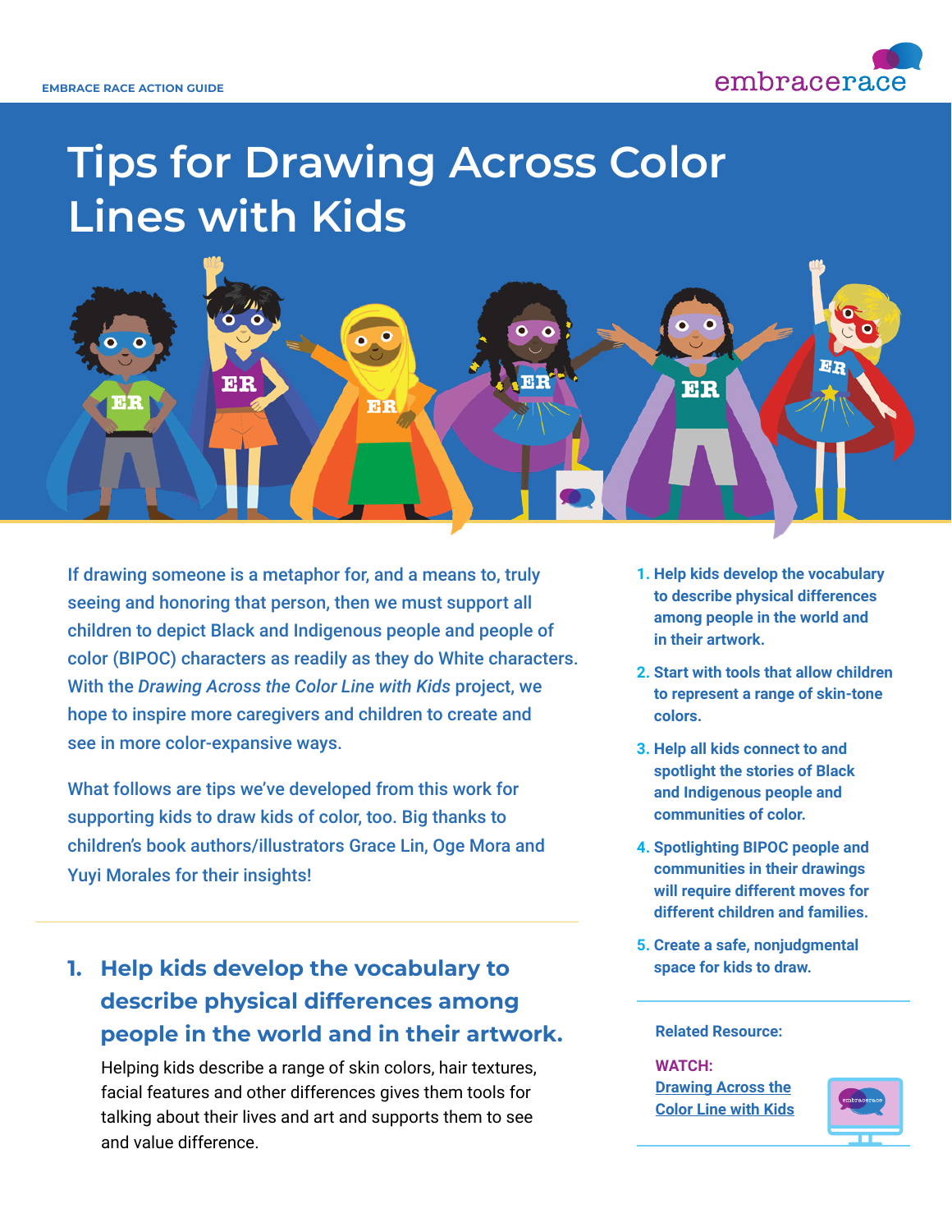EMBRACE RACE ACTION GUIDE

# Tips for Drawing Across Color Lines with Kids

If drawing someone is a metaphor for, and a means to, truly seeing and honoring that person, then we must support all children to depict Black and Indigenous people and people of color (BIPOC) characters as readily as they do White characters. With the *Drawing Across the Color Line with Kids* project, we hope to inspire more caregivers and children to create and see in more color-expansive ways.

What follows are tips we've developed from this work for supporting kids to draw kids of color, too. Big thanks to children's book authors/illustrators Grace Lin, Oge Mora and Yuyi Morales for their insights!

1. **Help kids develop the vocabulary to describe physical differences among people in the world and in their artwork.**
2. **Start with tools that allow children to represent a range of skin-tone colors.**
3. **Help all kids connect to and spotlight the stories of Black and Indigenous people and communities of color.**
4. **Spotlighting BIPOC people and communities in their drawings will require different moves for different children and families.**
5. **Create a safe, nonjudgmental space for kids to draw.**

**Related Resource:**

**WATCH:**
Drawing Across the Color Line with Kids

## 1. Help kids develop the vocabulary to describe physical differences among people in the world and in their artwork.

Helping kids describe a range of skin colors, hair textures, facial features and other differences gives them tools for talking about their lives and art and supports them to see and value difference.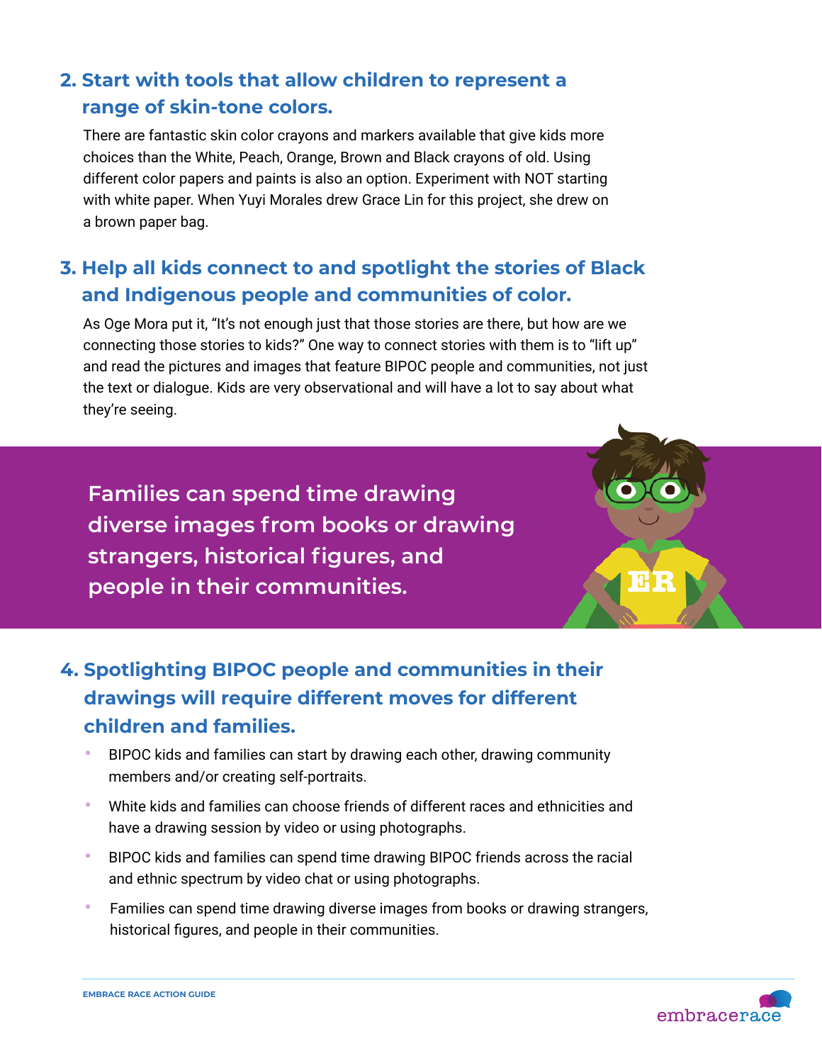## 2. Start with tools that allow children to represent a range of skin-tone colors.

There are fantastic skin color crayons and markers available that give kids more choices than the White, Peach, Orange, Brown and Black crayons of old. Using different color papers and paints is also an option. Experiment with NOT starting with white paper. When Yuyi Morales drew Grace Lin for this project, she drew on a brown paper bag.

## 3. Help all kids connect to and spotlight the stories of Black and Indigenous people and communities of color.

As Oge Mora put it, "It's not enough just that those stories are there, but how are we connecting those stories to kids?" One way to connect stories with them is to "lift up" and read the pictures and images that feature BIPOC people and communities, not just the text or dialogue. Kids are very observational and will have a lot to say about what they're seeing.

> **Families can spend time drawing diverse images from books or drawing strangers, historical figures, and people in their communities.**

## 4. Spotlighting BIPOC people and communities in their drawings will require different moves for different children and families.

- BIPOC kids and families can start by drawing each other, drawing community members and/or creating self-portraits.
- White kids and families can choose friends of different races and ethnicities and have a drawing session by video or using photographs.
- BIPOC kids and families can spend time drawing BIPOC friends across the racial and ethnic spectrum by video chat or using photographs.
- Families can spend time drawing diverse images from books or drawing strangers, historical figures, and people in their communities.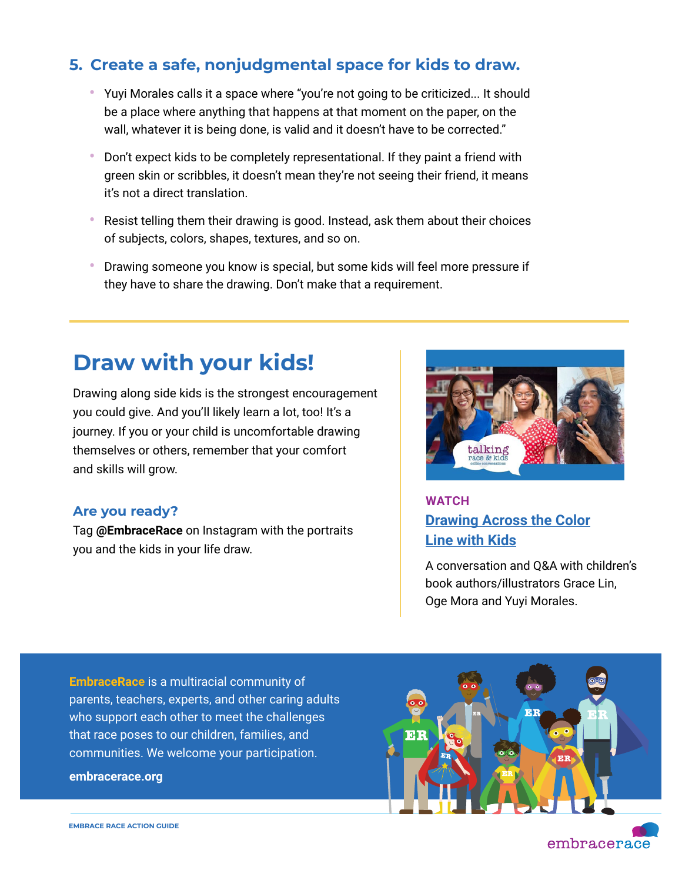## 5. Create a safe, nonjudgmental space for kids to draw.

- Yuyi Morales calls it a space where “you’re not going to be criticized... It should be a place where anything that happens at that moment on the paper, on the wall, whatever it is being done, is valid and it doesn’t have to be corrected.”
- Don’t expect kids to be completely representational. If they paint a friend with green skin or scribbles, it doesn’t mean they’re not seeing their friend, it means it’s not a direct translation.
- Resist telling them their drawing is good. Instead, ask them about their choices of subjects, colors, shapes, textures, and so on.
- Drawing someone you know is special, but some kids will feel more pressure if they have to share the drawing. Don’t make that a requirement.

# Draw with your kids!

Drawing along side kids is the strongest encouragement you could give. And you’ll likely learn a lot, too! It’s a journey. If you or your child is uncomfortable drawing themselves or others, remember that your comfort and skills will grow.

### Are you ready?

Tag **@EmbraceRace** on Instagram with the portraits you and the kids in your life draw.

**WATCH**

### Drawing Across the Color Line with Kids

A conversation and Q&A with children’s book authors/illustrators Grace Lin, Oge Mora and Yuyi Morales.

EmbraceRace is a multiracial community of parents, teachers, experts, and other caring adults who support each other to meet the challenges that race poses to our children, families, and communities. We welcome your participation.

**embracerace.org**